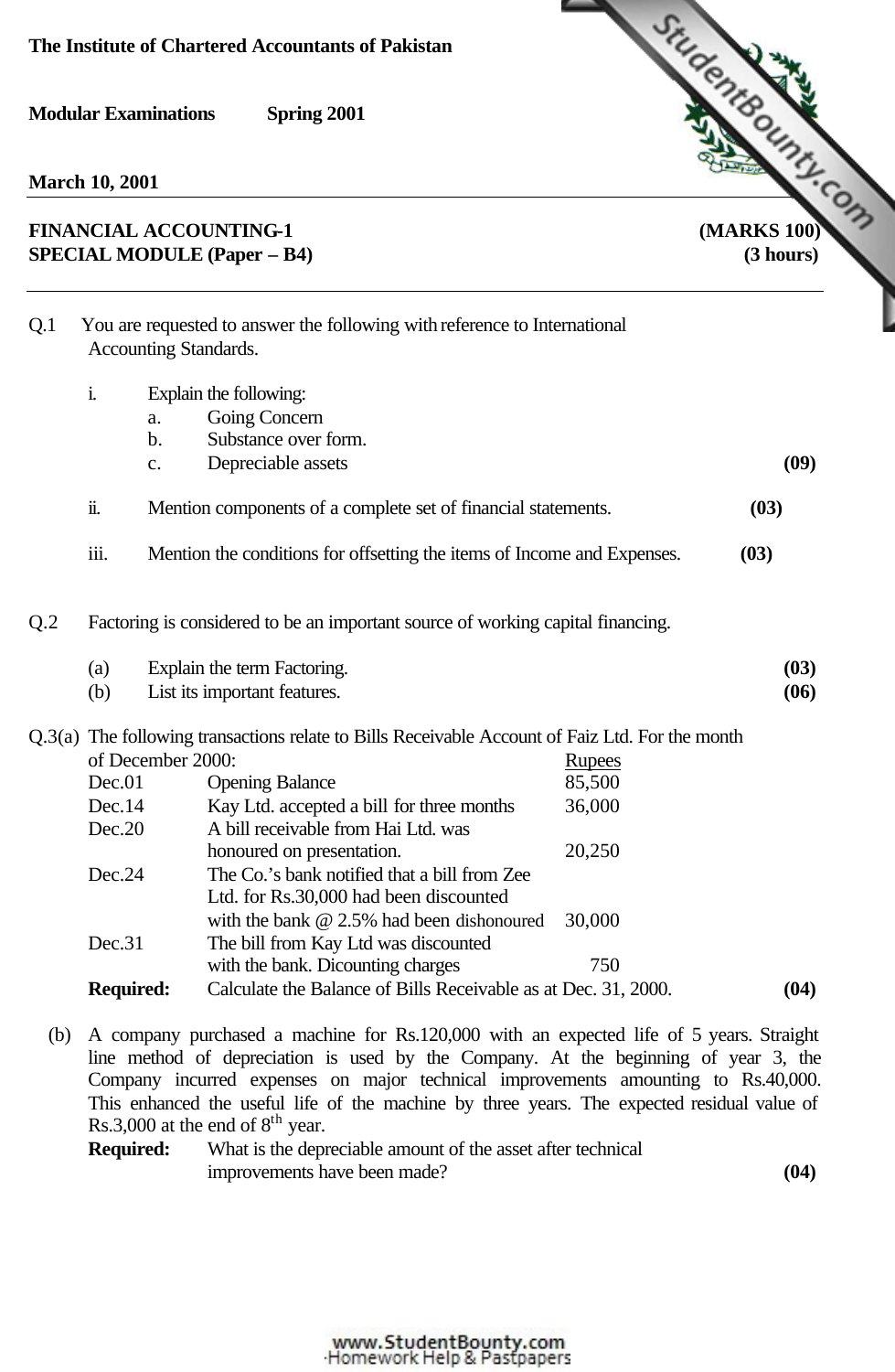**The Institute of Chartered Accountants of Pakistan**

**Modular Examinations Spring 2001**

**March 10, 2001**

**FINANCIAL ACCOUNTING-1 (MARKS 100)**
**SPECIAL MODULE (Paper – B4) (3 hours)**

---

Q.1 You are requested to answer the following with reference to International Accounting Standards.

i. Explain the following:
  a. Going Concern
  b. Substance over form.
  c. Depreciable assets **(09)**

ii. Mention components of a complete set of financial statements. **(03)**

iii. Mention the conditions for offsetting the items of Income and Expenses. **(03)**

Q.2 Factoring is considered to be an important source of working capital financing.

(a) Explain the term Factoring. **(03)**
(b) List its important features. **(06)**

Q.3(a) The following transactions relate to Bills Receivable Account of Faiz Ltd. For the month of December 2000:

| | | Rupees |
|---|---|---|
| Dec.01 | Opening Balance | 85,500 |
| Dec.14 | Kay Ltd. accepted a bill for three months | 36,000 |
| Dec.20 | A bill receivable from Hai Ltd. was honoured on presentation. | 20,250 |
| Dec.24 | The Co.'s bank notified that a bill from Zee Ltd. for Rs.30,000 had been discounted with the bank @ 2.5% had been dishonoured | 30,000 |
| Dec.31 | The bill from Kay Ltd was discounted with the bank. Dicounting charges | 750 |

**Required:** Calculate the Balance of Bills Receivable as at Dec. 31, 2000. **(04)**

(b) A company purchased a machine for Rs.120,000 with an expected life of 5 years. Straight line method of depreciation is used by the Company. At the beginning of year 3, the Company incurred expenses on major technical improvements amounting to Rs.40,000. This enhanced the useful life of the machine by three years. The expected residual value of Rs.3,000 at the end of 8$^{th}$ year.

**Required:** What is the depreciable amount of the asset after technical improvements have been made? **(04)**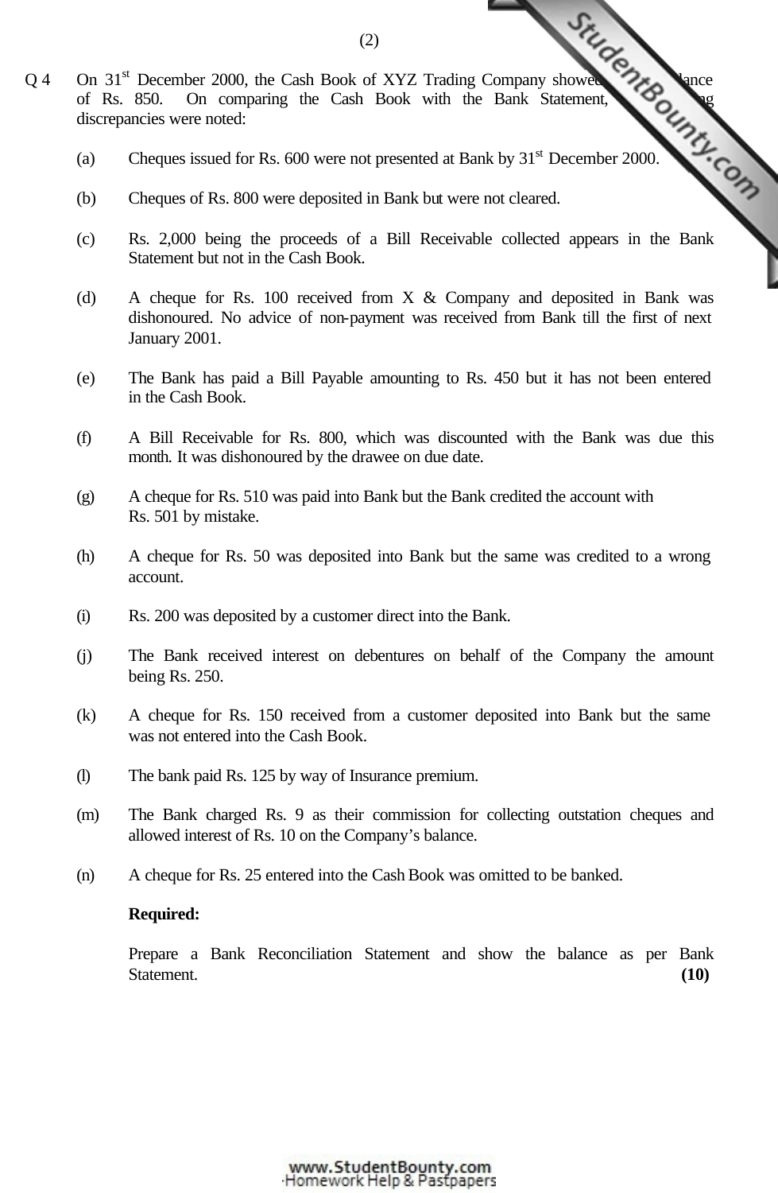Q 4 On 31st December 2000, the Cash Book of XYZ Trading Company showed a balance of Rs. 850. On comparing the Cash Book with the Bank Statement, the following discrepancies were noted:

(a) Cheques issued for Rs. 600 were not presented at Bank by 31st December 2000.

(b) Cheques of Rs. 800 were deposited in Bank but were not cleared.

(c) Rs. 2,000 being the proceeds of a Bill Receivable collected appears in the Bank Statement but not in the Cash Book.

(d) A cheque for Rs. 100 received from X & Company and deposited in Bank was dishonoured. No advice of non-payment was received from Bank till the first of next January 2001.

(e) The Bank has paid a Bill Payable amounting to Rs. 450 but it has not been entered in the Cash Book.

(f) A Bill Receivable for Rs. 800, which was discounted with the Bank was due this month. It was dishonoured by the drawee on due date.

(g) A cheque for Rs. 510 was paid into Bank but the Bank credited the account with Rs. 501 by mistake.

(h) A cheque for Rs. 50 was deposited into Bank but the same was credited to a wrong account.

(i) Rs. 200 was deposited by a customer direct into the Bank.

(j) The Bank received interest on debentures on behalf of the Company the amount being Rs. 250.

(k) A cheque for Rs. 150 received from a customer deposited into Bank but the same was not entered into the Cash Book.

(l) The bank paid Rs. 125 by way of Insurance premium.

(m) The Bank charged Rs. 9 as their commission for collecting outstation cheques and allowed interest of Rs. 10 on the Company's balance.

(n) A cheque for Rs. 25 entered into the Cash Book was omitted to be banked.

**Required:**

Prepare a Bank Reconciliation Statement and show the balance as per Bank Statement. **(10)**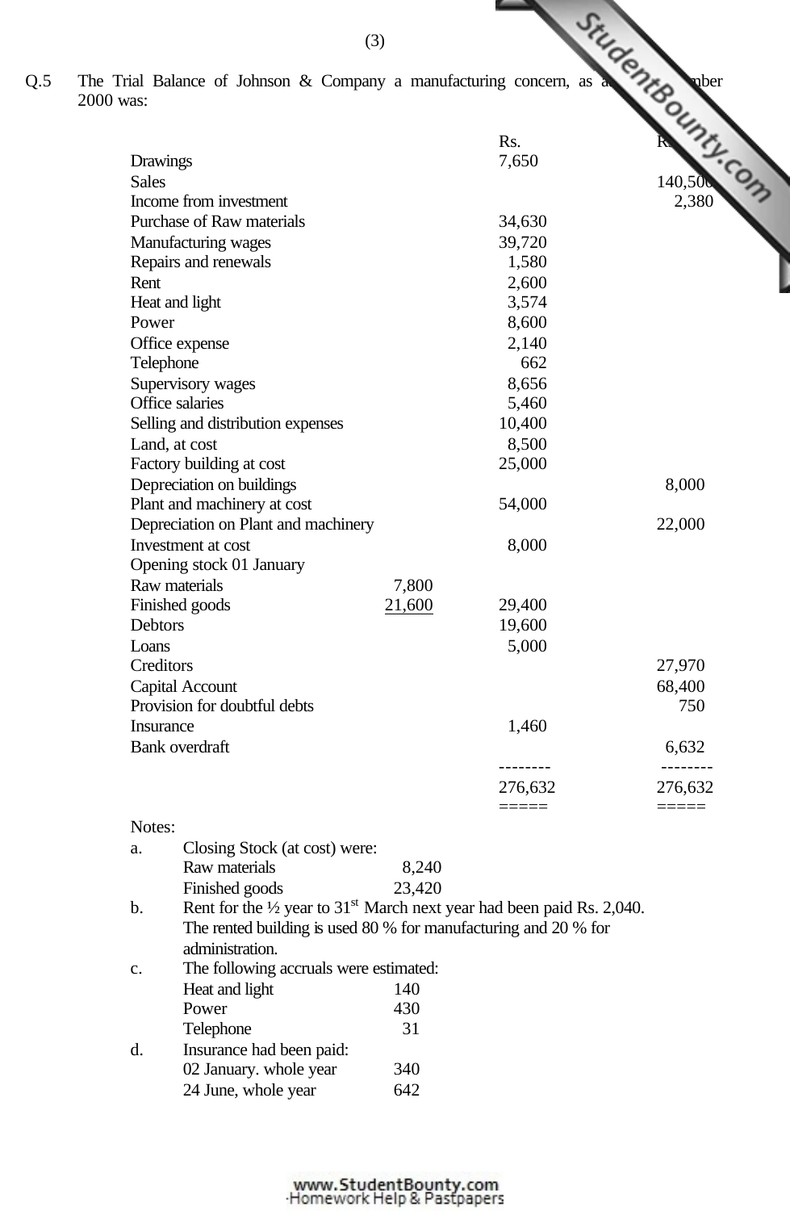Q.5 The Trial Balance of Johnson & Company a manufacturing concern, as at ... mber 2000 was:

| | | Rs. | Rs. |
|---|---|---|---|
| Drawings | | 7,650 | |
| Sales | | | 140,500 |
| Income from investment | | | 2,380 |
| Purchase of Raw materials | | 34,630 | |
| Manufacturing wages | | 39,720 | |
| Repairs and renewals | | 1,580 | |
| Rent | | 2,600 | |
| Heat and light | | 3,574 | |
| Power | | 8,600 | |
| Office expense | | 2,140 | |
| Telephone | | 662 | |
| Supervisory wages | | 8,656 | |
| Office salaries | | 5,460 | |
| Selling and distribution expenses | | 10,400 | |
| Land, at cost | | 8,500 | |
| Factory building at cost | | 25,000 | |
| Depreciation on buildings | | | 8,000 |
| Plant and machinery at cost | | 54,000 | |
| Depreciation on Plant and machinery | | | 22,000 |
| Investment at cost | | 8,000 | |
| Opening stock 01 January | | | |
| Raw materials | 7,800 | | |
| Finished goods | 21,600 | 29,400 | |
| Debtors | | 19,600 | |
| Loans | | 5,000 | |
| Creditors | | | 27,970 |
| Capital Account | | | 68,400 |
| Provision for doubtful debts | | | 750 |
| Insurance | | 1,460 | |
| Bank overdraft | | | 6,632 |
| | | 276,632 | 276,632 |

Notes:

a. Closing Stock (at cost) were:

| | |
|---|---|
| Raw materials | 8,240 |
| Finished goods | 23,420 |

b. Rent for the ½ year to 31st March next year had been paid Rs. 2,040. The rented building is used 80 % for manufacturing and 20 % for administration.

c. The following accruals were estimated:

| | |
|---|---|
| Heat and light | 140 |
| Power | 430 |
| Telephone | 31 |

d. Insurance had been paid:

| | |
|---|---|
| 02 January. whole year | 340 |
| 24 June, whole year | 642 |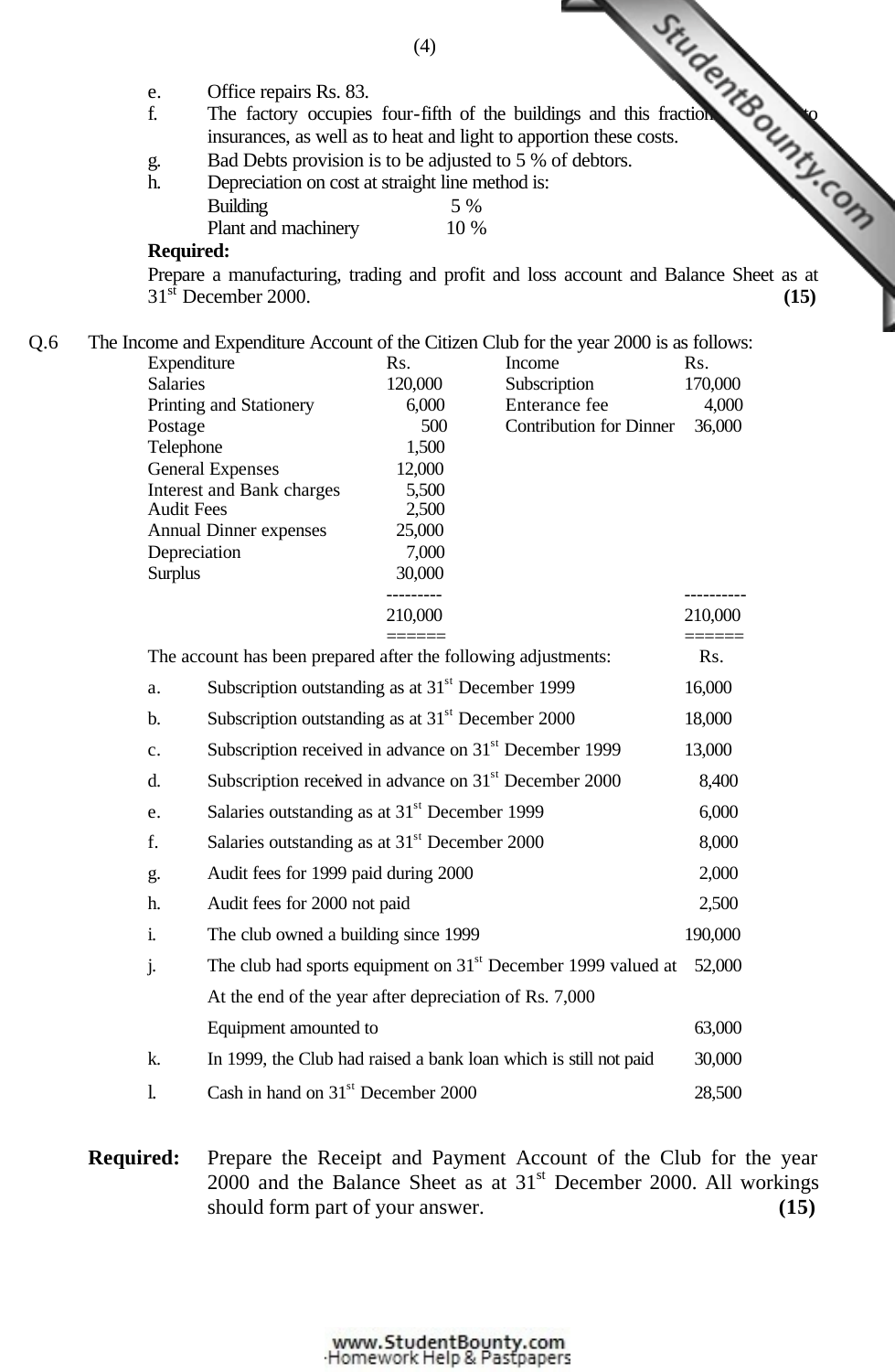e. Office repairs Rs. 83.

f. The factory occupies four-fifth of the buildings and this fraction ... to insurances, as well as to heat and light to apportion these costs.

g. Bad Debts provision is to be adjusted to 5 % of debtors.

h. Depreciation on cost at straight line method is:

| | |
|---|---|
| Building | 5 % |
| Plant and machinery | 10 % |

**Required:**

Prepare a manufacturing, trading and profit and loss account and Balance Sheet as at 31st December 2000. **(15)**

Q.6 The Income and Expenditure Account of the Citizen Club for the year 2000 is as follows:

| Expenditure | Rs. | Income | Rs. |
|---|---|---|---|
| Salaries | 120,000 | Subscription | 170,000 |
| Printing and Stationery | 6,000 | Enterance fee | 4,000 |
| Postage | 500 | Contribution for Dinner | 36,000 |
| Telephone | 1,500 | | |
| General Expenses | 12,000 | | |
| Interest and Bank charges | 5,500 | | |
| Audit Fees | 2,500 | | |
| Annual Dinner expenses | 25,000 | | |
| Depreciation | 7,000 | | |
| Surplus | 30,000 | | |
| | 210,000 | | 210,000 |

The account has been prepared after the following adjustments:

| | | Rs. |
|---|---|---|
| a. | Subscription outstanding as at 31st December 1999 | 16,000 |
| b. | Subscription outstanding as at 31st December 2000 | 18,000 |
| c. | Subscription received in advance on 31st December 1999 | 13,000 |
| d. | Subscription received in advance on 31st December 2000 | 8,400 |
| e. | Salaries outstanding as at 31st December 1999 | 6,000 |
| f. | Salaries outstanding as at 31st December 2000 | 8,000 |
| g. | Audit fees for 1999 paid during 2000 | 2,000 |
| h. | Audit fees for 2000 not paid | 2,500 |
| i. | The club owned a building since 1999 | 190,000 |
| j. | The club had sports equipment on 31st December 1999 valued at | 52,000 |
| | At the end of the year after depreciation of Rs. 7,000 | |
| | Equipment amounted to | 63,000 |
| k. | In 1999, the Club had raised a bank loan which is still not paid | 30,000 |
| l. | Cash in hand on 31st December 2000 | 28,500 |

**Required:** Prepare the Receipt and Payment Account of the Club for the year 2000 and the Balance Sheet as at 31st December 2000. All workings should form part of your answer. **(15)**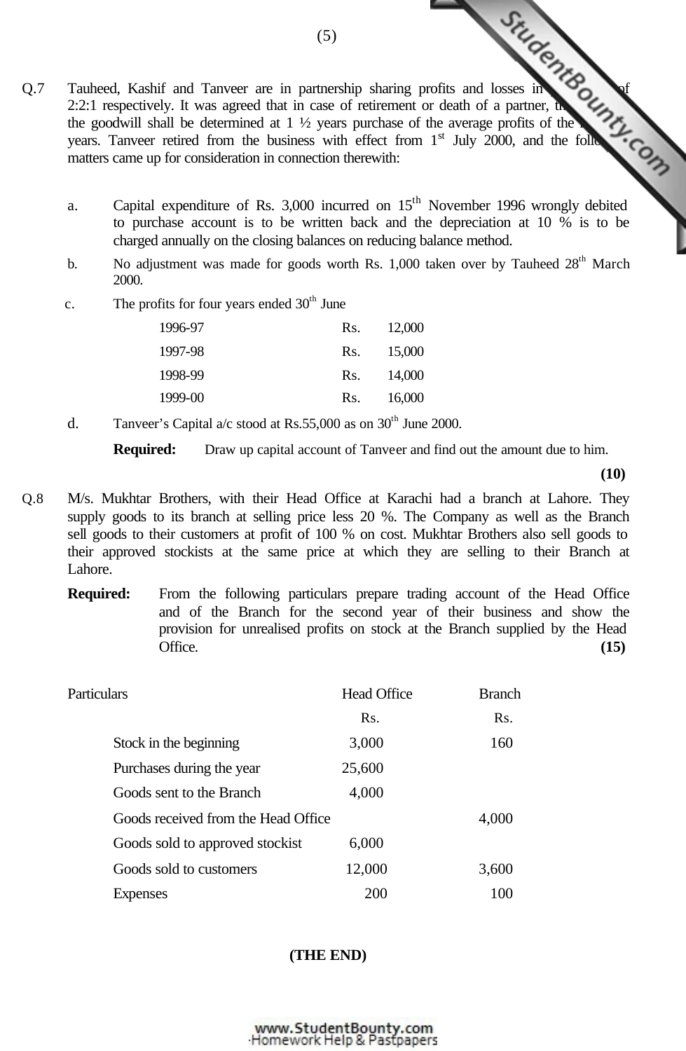Q.7 Tauheed, Kashif and Tanveer are in partnership sharing profits and losses in the ratio of 2:2:1 respectively. It was agreed that in case of retirement or death of a partner, the value of the goodwill shall be determined at 1 ½ years purchase of the average profits of the last four years. Tanveer retired from the business with effect from 1st July 2000, and the following matters came up for consideration in connection therewith:

a. Capital expenditure of Rs. 3,000 incurred on 15th November 1996 wrongly debited to purchase account is to be written back and the depreciation at 10 % is to be charged annually on the closing balances on reducing balance method.

b. No adjustment was made for goods worth Rs. 1,000 taken over by Tauheed 28th March 2000.

c. The profits for four years ended 30th June

| | | |
|---|---|---|
| 1996-97 | Rs. | 12,000 |
| 1997-98 | Rs. | 15,000 |
| 1998-99 | Rs. | 14,000 |
| 1999-00 | Rs. | 16,000 |

d. Tanveer's Capital a/c stood at Rs.55,000 as on 30th June 2000.

**Required:** Draw up capital account of Tanveer and find out the amount due to him.

**(10)**

Q.8 M/s. Mukhtar Brothers, with their Head Office at Karachi had a branch at Lahore. They supply goods to its branch at selling price less 20 %. The Company as well as the Branch sell goods to their customers at profit of 100 % on cost. Mukhtar Brothers also sell goods to their approved stockists at the same price at which they are selling to their Branch at Lahore.

**Required:** From the following particulars prepare trading account of the Head Office and of the Branch for the second year of their business and show the provision for unrealised profits on stock at the Branch supplied by the Head Office. **(15)**

| Particulars | Head Office | Branch |
|---|---|---|
| | Rs. | Rs. |
| Stock in the beginning | 3,000 | 160 |
| Purchases during the year | 25,600 | |
| Goods sent to the Branch | 4,000 | |
| Goods received from the Head Office | | 4,000 |
| Goods sold to approved stockist | 6,000 | |
| Goods sold to customers | 12,000 | 3,600 |
| Expenses | 200 | 100 |

(THE END)